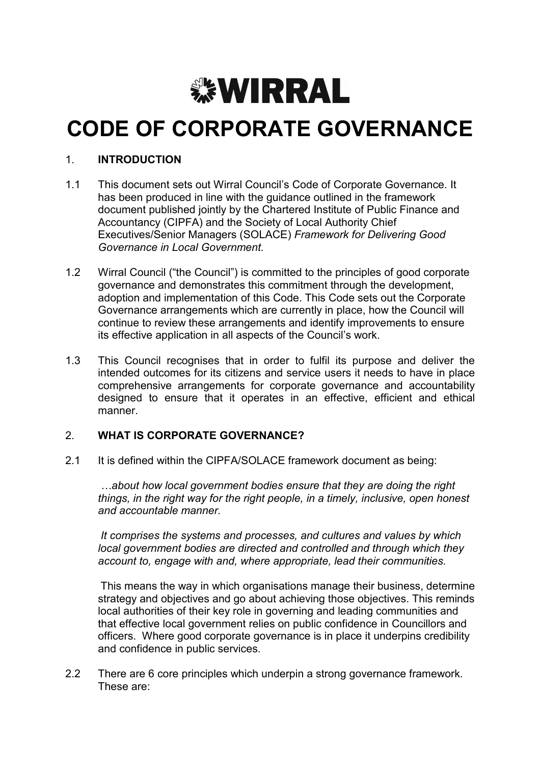WIRRAL

# CODE OF CORPORATE GOVERNANCE

## 1. INTRODUCTION

1.1 This document sets out Wirral Council's Code of Corporate Governance. It has been produced in line with the guidance outlined in the framework document published jointly by the Chartered Institute of Public Finance and Accountancy (CIPFA) and the Society of Local Authority Chief Executives/Senior Managers (SOLACE) *Framework for Delivering Good Governance in Local Government.*

1.2 Wirral Council ("the Council") is committed to the principles of good corporate governance and demonstrates this commitment through the development, adoption and implementation of this Code. This Code sets out the Corporate Governance arrangements which are currently in place, how the Council will continue to review these arrangements and identify improvements to ensure its effective application in all aspects of the Council's work.

1.3 This Council recognises that in order to fulfil its purpose and deliver the intended outcomes for its citizens and service users it needs to have in place comprehensive arrangements for corporate governance and accountability designed to ensure that it operates in an effective, efficient and ethical manner.

## 2. WHAT IS CORPORATE GOVERNANCE?

2.1 It is defined within the CIPFA/SOLACE framework document as being:

*…about how local government bodies ensure that they are doing the right things, in the right way for the right people, in a timely, inclusive, open honest and accountable manner.*

*It comprises the systems and processes, and cultures and values by which local government bodies are directed and controlled and through which they account to, engage with and, where appropriate, lead their communities.*

This means the way in which organisations manage their business, determine strategy and objectives and go about achieving those objectives. This reminds local authorities of their key role in governing and leading communities and that effective local government relies on public confidence in Councillors and officers. Where good corporate governance is in place it underpins credibility and confidence in public services.

2.2 There are 6 core principles which underpin a strong governance framework. These are: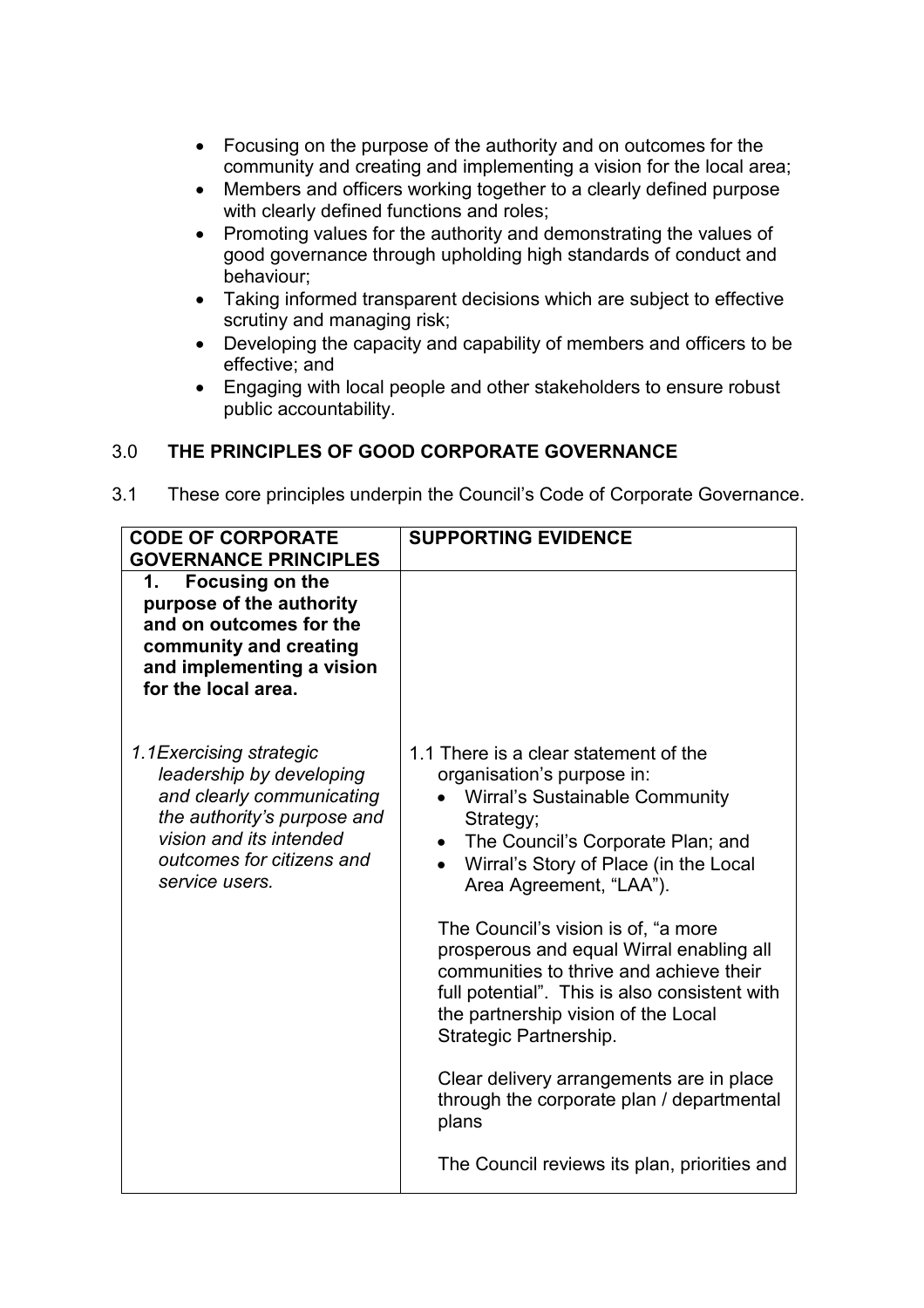- Focusing on the purpose of the authority and on outcomes for the community and creating and implementing a vision for the local area;
- Members and officers working together to a clearly defined purpose with clearly defined functions and roles;
- Promoting values for the authority and demonstrating the values of good governance through upholding high standards of conduct and behaviour;
- Taking informed transparent decisions which are subject to effective scrutiny and managing risk;
- Developing the capacity and capability of members and officers to be effective; and
- Engaging with local people and other stakeholders to ensure robust public accountability.

## 3.0 THE PRINCIPLES OF GOOD CORPORATE GOVERNANCE

3.1 These core principles underpin the Council's Code of Corporate Governance.

| CODE OF CORPORATE GOVERNANCE PRINCIPLES | SUPPORTING EVIDENCE |
|---|---|
| **1. Focusing on the purpose of the authority and on outcomes for the community and creating and implementing a vision for the local area.** | |
| *1.1 Exercising strategic leadership by developing and clearly communicating the authority's purpose and vision and its intended outcomes for citizens and service users.* | 1.1 There is a clear statement of the organisation's purpose in:<br>• Wirral's Sustainable Community Strategy;<br>• The Council's Corporate Plan; and<br>• Wirral's Story of Place (in the Local Area Agreement, "LAA").<br><br>The Council's vision is of, "a more prosperous and equal Wirral enabling all communities to thrive and achieve their full potential". This is also consistent with the partnership vision of the Local Strategic Partnership.<br><br>Clear delivery arrangements are in place through the corporate plan / departmental plans<br><br>The Council reviews its plan, priorities and |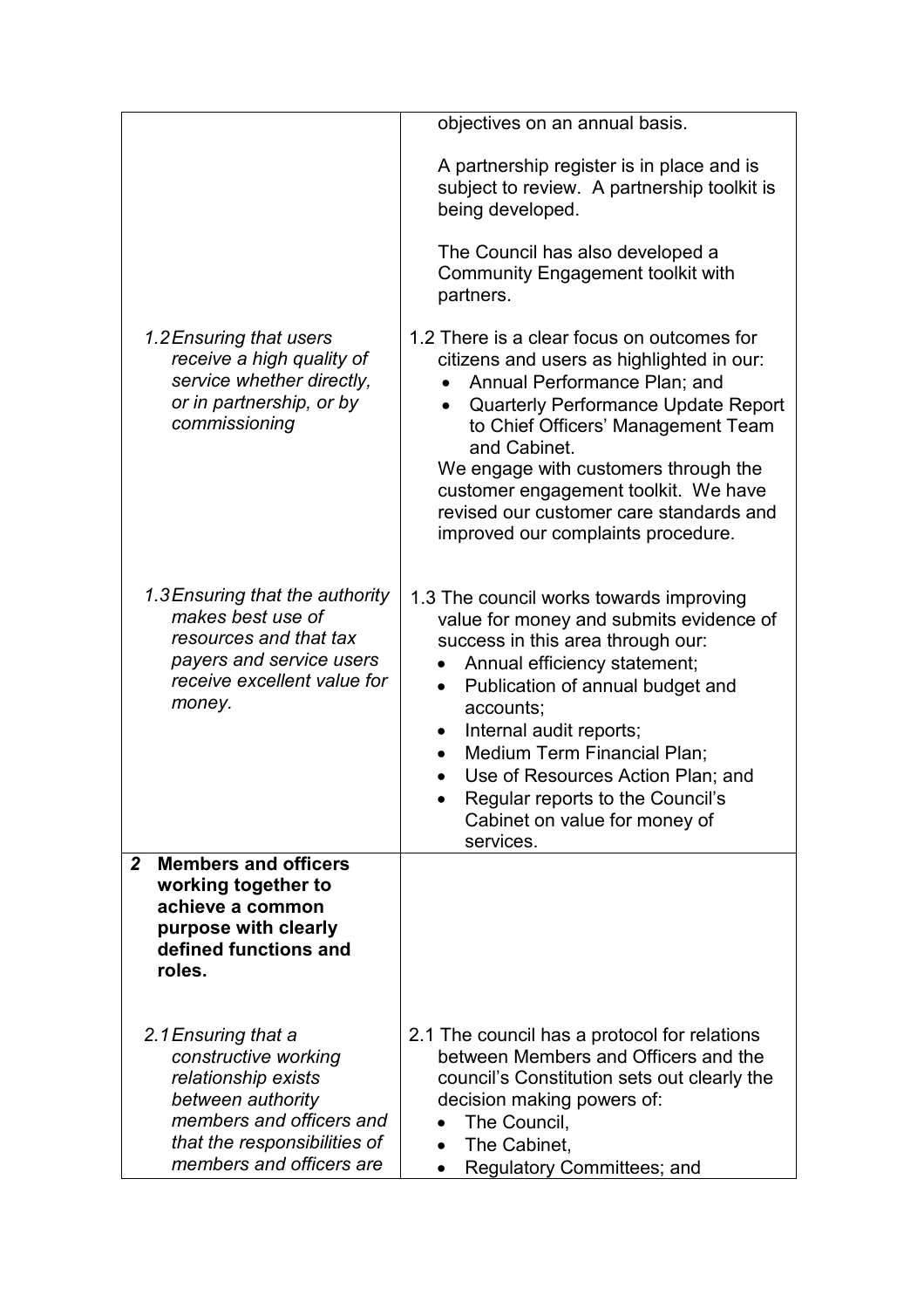| | |
|---|---|
| | objectives on an annual basis.<br><br>A partnership register is in place and is subject to review. A partnership toolkit is being developed.<br><br>The Council has also developed a Community Engagement toolkit with partners. |
| *1.2 Ensuring that users receive a high quality of service whether directly, or in partnership, or by commissioning* | 1.2 There is a clear focus on outcomes for citizens and users as highlighted in our:<br>• Annual Performance Plan; and<br>• Quarterly Performance Update Report to Chief Officers' Management Team and Cabinet.<br>We engage with customers through the customer engagement toolkit. We have revised our customer care standards and improved our complaints procedure. |
| *1.3 Ensuring that the authority makes best use of resources and that tax payers and service users receive excellent value for money.* | 1.3 The council works towards improving value for money and submits evidence of success in this area through our:<br>• Annual efficiency statement;<br>• Publication of annual budget and accounts;<br>• Internal audit reports;<br>• Medium Term Financial Plan;<br>• Use of Resources Action Plan; and<br>• Regular reports to the Council's Cabinet on value for money of services. |
| ***2 Members and officers working together to achieve a common purpose with clearly defined functions and roles.*** | |
| *2.1 Ensuring that a constructive working relationship exists between authority members and officers and that the responsibilities of members and officers are* | 2.1 The council has a protocol for relations between Members and Officers and the council's Constitution sets out clearly the decision making powers of:<br>• The Council,<br>• The Cabinet,<br>• Regulatory Committees; and |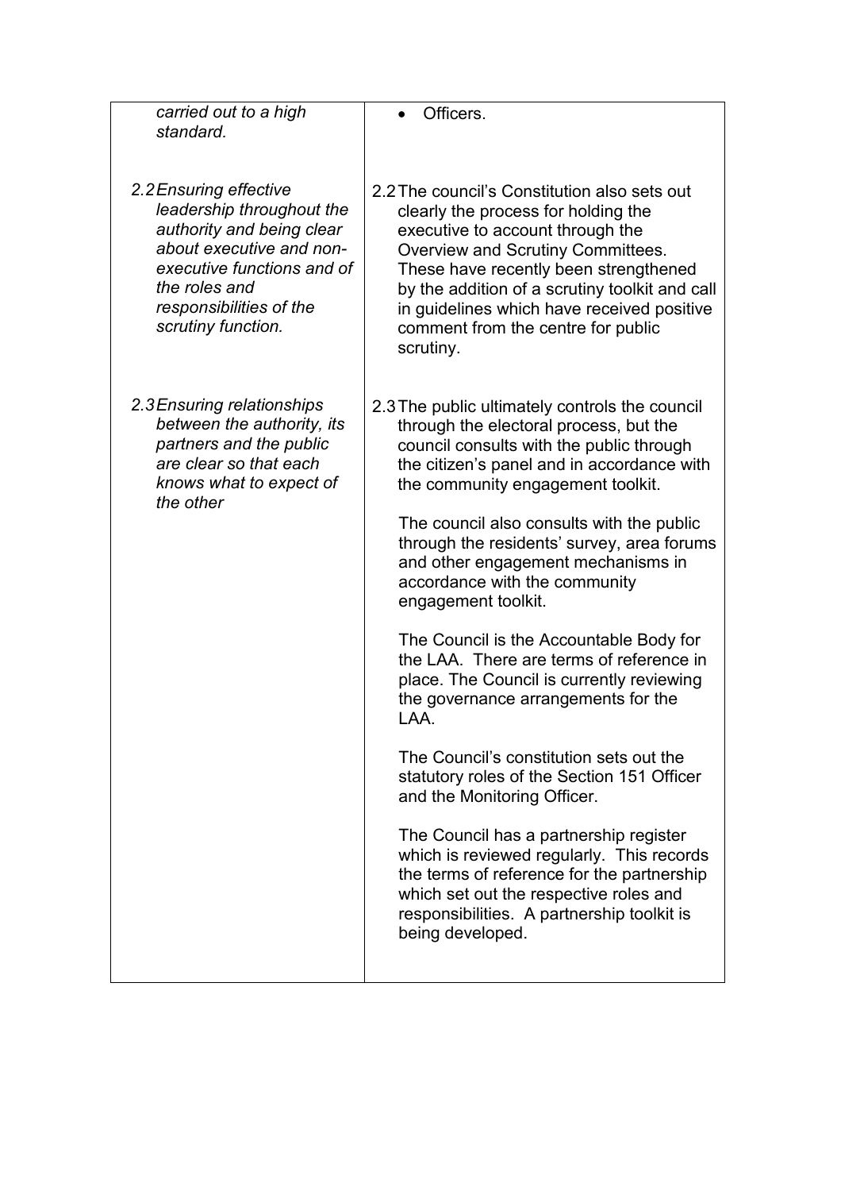| | |
|---|---|
| *carried out to a high standard.* | • Officers. |
| *2.2 Ensuring effective leadership throughout the authority and being clear about executive and non-executive functions and of the roles and responsibilities of the scrutiny function.* | 2.2 The council's Constitution also sets out clearly the process for holding the executive to account through the Overview and Scrutiny Committees. These have recently been strengthened by the addition of a scrutiny toolkit and call in guidelines which have received positive comment from the centre for public scrutiny. |
| *2.3 Ensuring relationships between the authority, its partners and the public are clear so that each knows what to expect of the other* | 2.3 The public ultimately controls the council through the electoral process, but the council consults with the public through the citizen's panel and in accordance with the community engagement toolkit.<br><br>The council also consults with the public through the residents' survey, area forums and other engagement mechanisms in accordance with the community engagement toolkit.<br><br>The Council is the Accountable Body for the LAA. There are terms of reference in place. The Council is currently reviewing the governance arrangements for the LAA.<br><br>The Council's constitution sets out the statutory roles of the Section 151 Officer and the Monitoring Officer.<br><br>The Council has a partnership register which is reviewed regularly. This records the terms of reference for the partnership which set out the respective roles and responsibilities. A partnership toolkit is being developed. |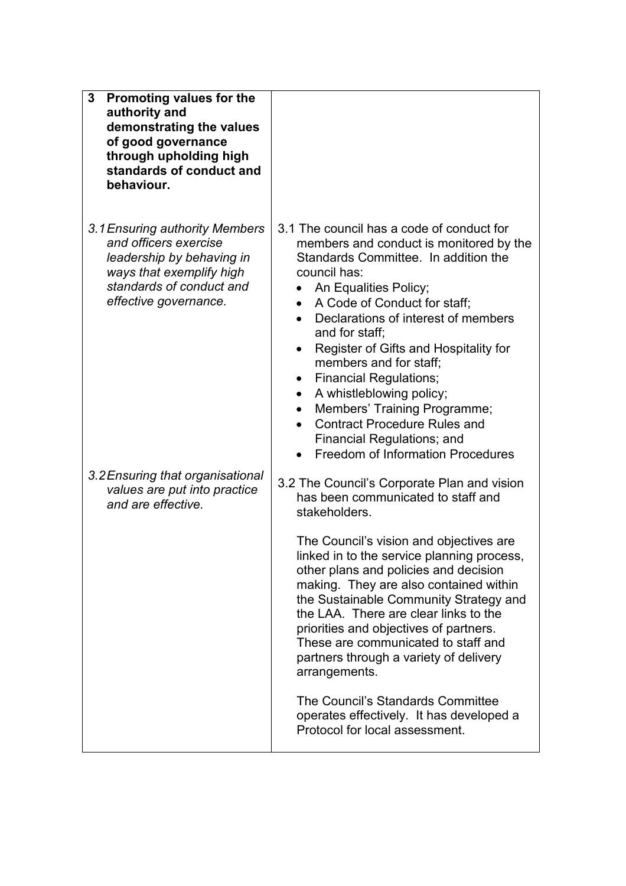| **3 Promoting values for the authority and demonstrating the values of good governance through upholding high standards of conduct and behaviour.** | |
| --- | --- |
| *3.1 Ensuring authority Members and officers exercise leadership by behaving in ways that exemplify high standards of conduct and effective governance.* | 3.1 The council has a code of conduct for members and conduct is monitored by the Standards Committee. In addition the council has:<br>• An Equalities Policy;<br>• A Code of Conduct for staff;<br>• Declarations of interest of members and for staff;<br>• Register of Gifts and Hospitality for members and for staff;<br>• Financial Regulations;<br>• A whistleblowing policy;<br>• Members' Training Programme;<br>• Contract Procedure Rules and Financial Regulations; and<br>• Freedom of Information Procedures |
| *3.2 Ensuring that organisational values are put into practice and are effective.* | 3.2 The Council's Corporate Plan and vision has been communicated to staff and stakeholders.<br><br>The Council's vision and objectives are linked in to the service planning process, other plans and policies and decision making. They are also contained within the Sustainable Community Strategy and the LAA. There are clear links to the priorities and objectives of partners. These are communicated to staff and partners through a variety of delivery arrangements.<br><br>The Council's Standards Committee operates effectively. It has developed a Protocol for local assessment. |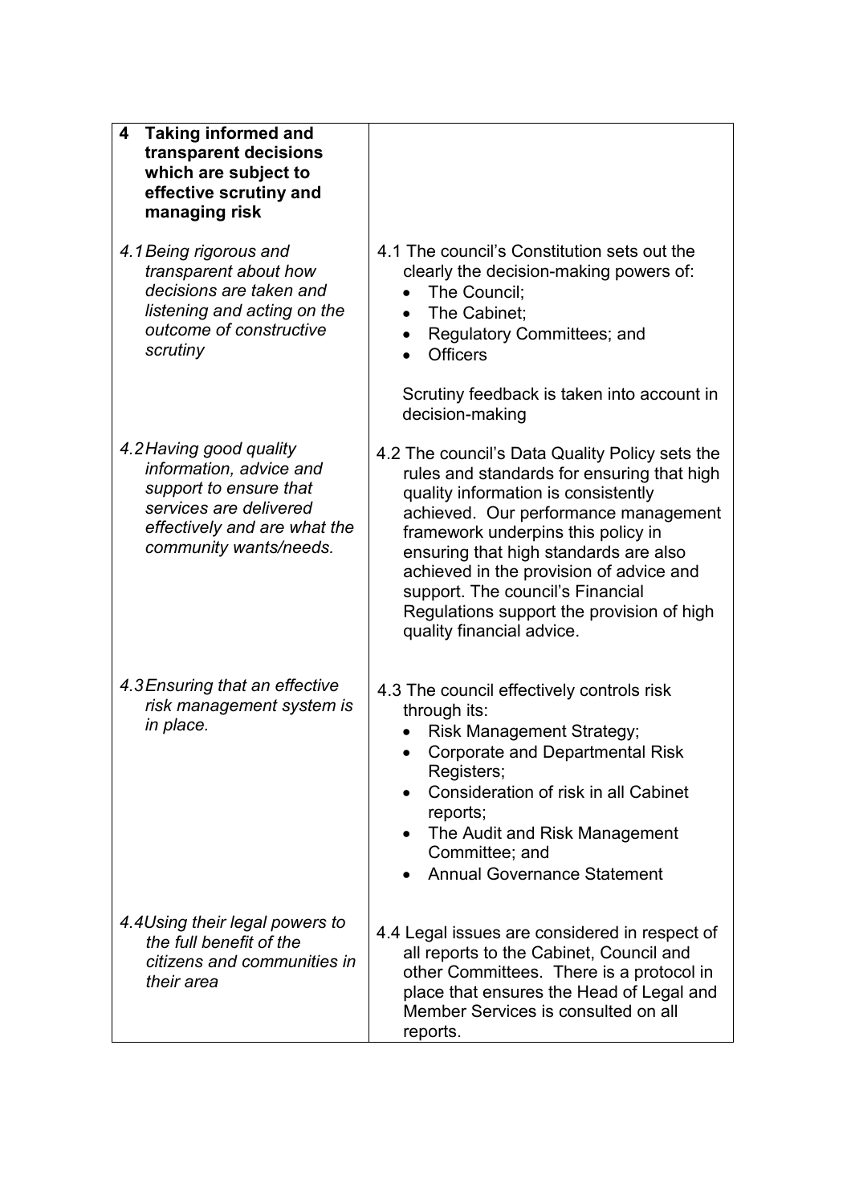| **4 Taking informed and transparent decisions which are subject to effective scrutiny and managing risk** | |
|---|---|
| *4.1 Being rigorous and transparent about how decisions are taken and listening and acting on the outcome of constructive scrutiny* | 4.1 The council's Constitution sets out the clearly the decision-making powers of:<br>• The Council;<br>• The Cabinet;<br>• Regulatory Committees; and<br>• Officers<br><br>Scrutiny feedback is taken into account in decision-making |
| *4.2 Having good quality information, advice and support to ensure that services are delivered effectively and are what the community wants/needs.* | 4.2 The council's Data Quality Policy sets the rules and standards for ensuring that high quality information is consistently achieved. Our performance management framework underpins this policy in ensuring that high standards are also achieved in the provision of advice and support. The council's Financial Regulations support the provision of high quality financial advice. |
| *4.3 Ensuring that an effective risk management system is in place.* | 4.3 The council effectively controls risk through its:<br>• Risk Management Strategy;<br>• Corporate and Departmental Risk Registers;<br>• Consideration of risk in all Cabinet reports;<br>• The Audit and Risk Management Committee; and<br>• Annual Governance Statement |
| *4.4 Using their legal powers to the full benefit of the citizens and communities in their area* | 4.4 Legal issues are considered in respect of all reports to the Cabinet, Council and other Committees. There is a protocol in place that ensures the Head of Legal and Member Services is consulted on all reports. |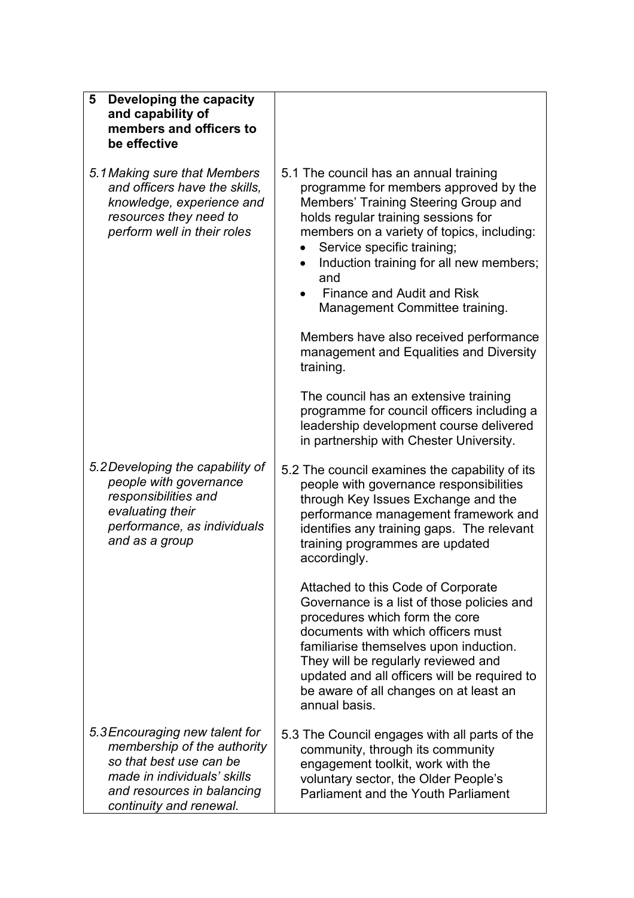| **5 Developing the capacity and capability of members and officers to be effective** | |
|---|---|
| *5.1 Making sure that Members and officers have the skills, knowledge, experience and resources they need to perform well in their roles* | 5.1 The council has an annual training programme for members approved by the Members' Training Steering Group and holds regular training sessions for members on a variety of topics, including:<br>• Service specific training;<br>• Induction training for all new members; and<br>• Finance and Audit and Risk Management Committee training.<br><br>Members have also received performance management and Equalities and Diversity training.<br><br>The council has an extensive training programme for council officers including a leadership development course delivered in partnership with Chester University. |
| *5.2 Developing the capability of people with governance responsibilities and evaluating their performance, as individuals and as a group* | 5.2 The council examines the capability of its people with governance responsibilities through Key Issues Exchange and the performance management framework and identifies any training gaps. The relevant training programmes are updated accordingly.<br><br>Attached to this Code of Corporate Governance is a list of those policies and procedures which form the core documents with which officers must familiarise themselves upon induction. They will be regularly reviewed and updated and all officers will be required to be aware of all changes on at least an annual basis. |
| *5.3 Encouraging new talent for membership of the authority so that best use can be made in individuals' skills and resources in balancing continuity and renewal.* | 5.3 The Council engages with all parts of the community, through its community engagement toolkit, work with the voluntary sector, the Older People's Parliament and the Youth Parliament |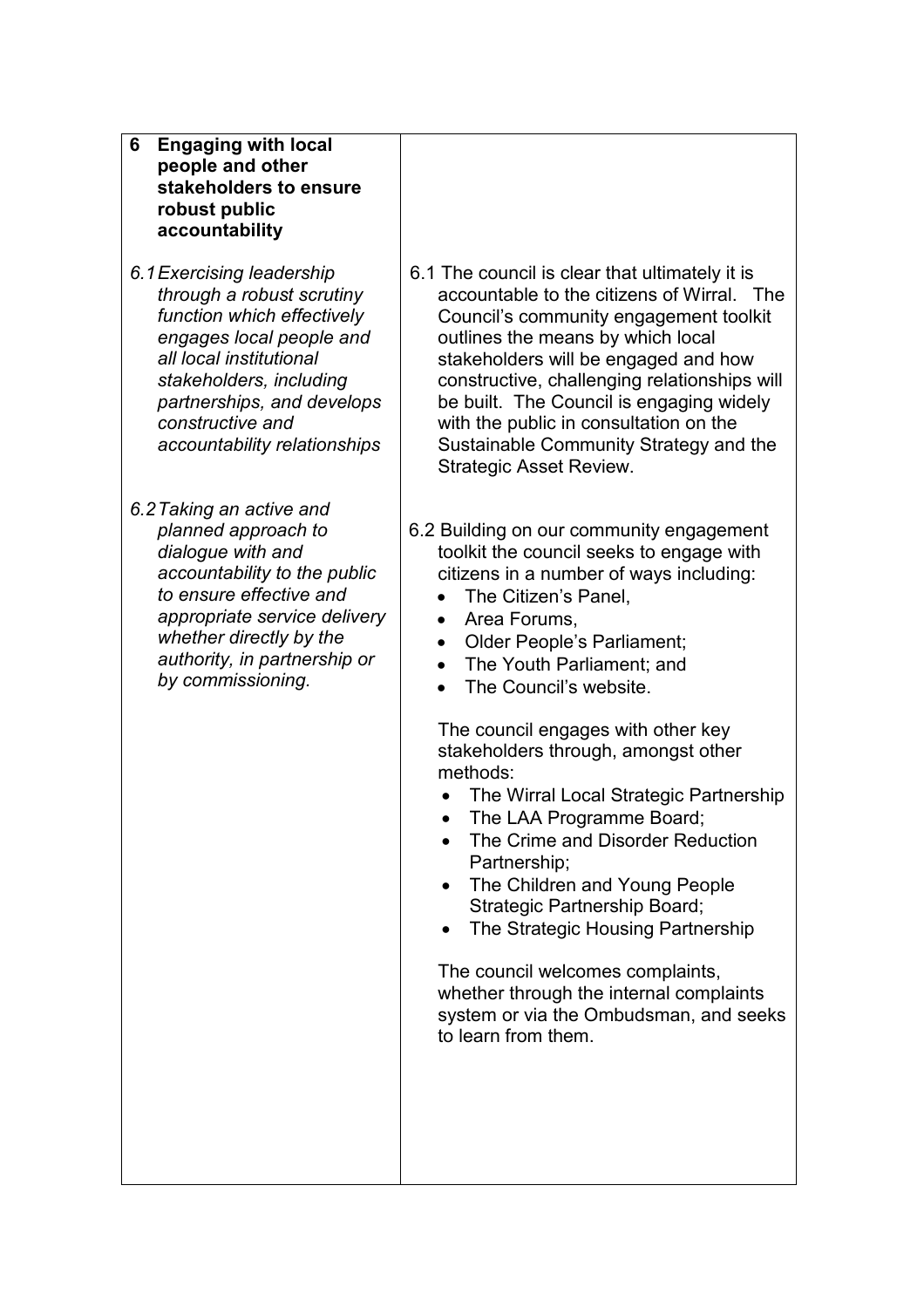| **6 Engaging with local people and other stakeholders to ensure robust public accountability** | |
|---|---|
| *6.1 Exercising leadership through a robust scrutiny function which effectively engages local people and all local institutional stakeholders, including partnerships, and develops constructive and accountability relationships* | 6.1 The council is clear that ultimately it is accountable to the citizens of Wirral. The Council's community engagement toolkit outlines the means by which local stakeholders will be engaged and how constructive, challenging relationships will be built. The Council is engaging widely with the public in consultation on the Sustainable Community Strategy and the Strategic Asset Review. |
| *6.2 Taking an active and planned approach to dialogue with and accountability to the public to ensure effective and appropriate service delivery whether directly by the authority, in partnership or by commissioning.* | 6.2 Building on our community engagement toolkit the council seeks to engage with citizens in a number of ways including:<br>• The Citizen's Panel,<br>• Area Forums,<br>• Older People's Parliament;<br>• The Youth Parliament; and<br>• The Council's website.<br><br>The council engages with other key stakeholders through, amongst other methods:<br>• The Wirral Local Strategic Partnership<br>• The LAA Programme Board;<br>• The Crime and Disorder Reduction Partnership;<br>• The Children and Young People Strategic Partnership Board;<br>• The Strategic Housing Partnership<br><br>The council welcomes complaints, whether through the internal complaints system or via the Ombudsman, and seeks to learn from them. |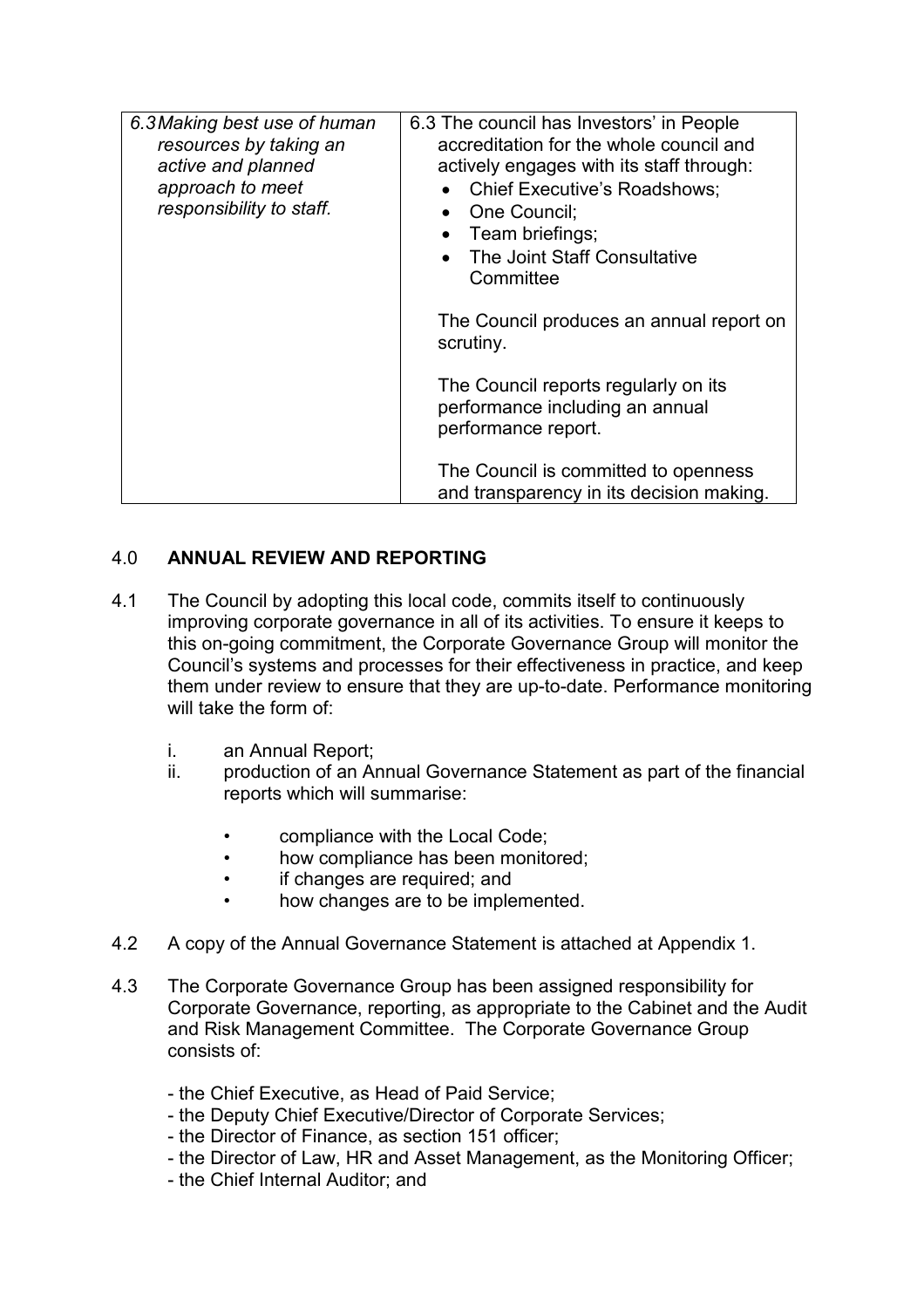| | |
|---|---|
| *6.3 Making best use of human resources by taking an active and planned approach to meet responsibility to staff.* | 6.3 The council has Investors' in People accreditation for the whole council and actively engages with its staff through:<br>• Chief Executive's Roadshows;<br>• One Council;<br>• Team briefings;<br>• The Joint Staff Consultative Committee<br><br>The Council produces an annual report on scrutiny.<br><br>The Council reports regularly on its performance including an annual performance report.<br><br>The Council is committed to openness and transparency in its decision making. |

## 4.0 ANNUAL REVIEW AND REPORTING

4.1 The Council by adopting this local code, commits itself to continuously improving corporate governance in all of its activities. To ensure it keeps to this on-going commitment, the Corporate Governance Group will monitor the Council's systems and processes for their effectiveness in practice, and keep them under review to ensure that they are up-to-date. Performance monitoring will take the form of:

i. an Annual Report;

ii. production of an Annual Governance Statement as part of the financial reports which will summarise:

- compliance with the Local Code;
- how compliance has been monitored;
- if changes are required; and
- how changes are to be implemented.

4.2 A copy of the Annual Governance Statement is attached at Appendix 1.

4.3 The Corporate Governance Group has been assigned responsibility for Corporate Governance, reporting, as appropriate to the Cabinet and the Audit and Risk Management Committee. The Corporate Governance Group consists of:

- the Chief Executive, as Head of Paid Service;
- the Deputy Chief Executive/Director of Corporate Services;
- the Director of Finance, as section 151 officer;
- the Director of Law, HR and Asset Management, as the Monitoring Officer;
- the Chief Internal Auditor; and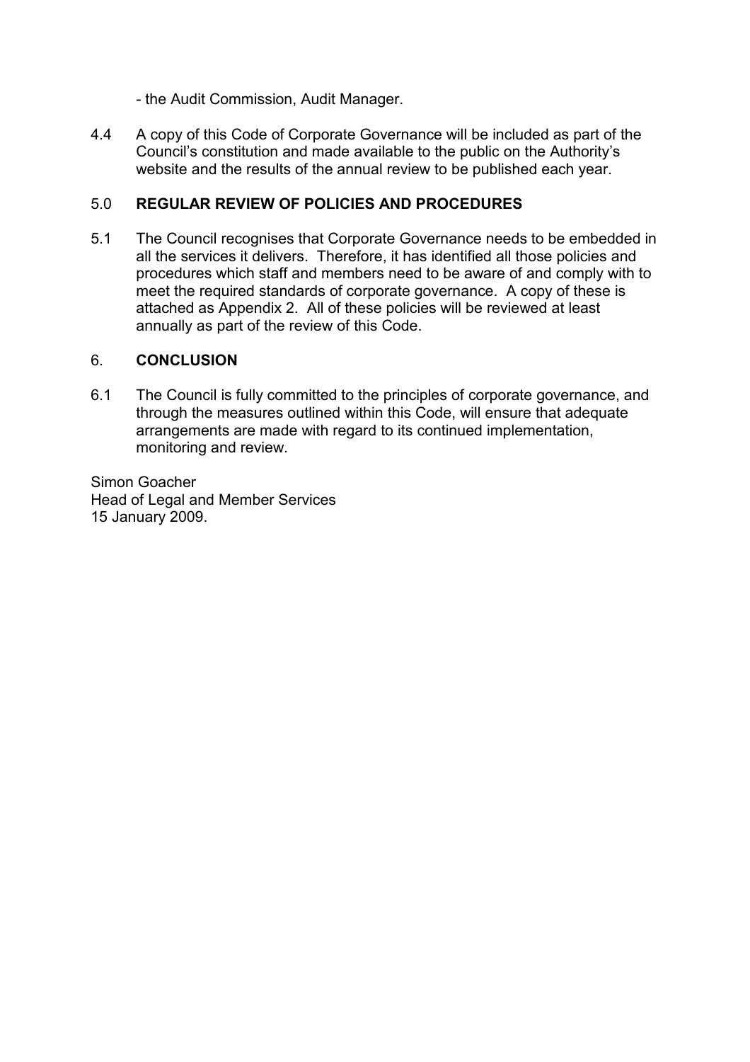- the Audit Commission, Audit Manager.

4.4 A copy of this Code of Corporate Governance will be included as part of the Council's constitution and made available to the public on the Authority's website and the results of the annual review to be published each year.

## 5.0 REGULAR REVIEW OF POLICIES AND PROCEDURES

5.1 The Council recognises that Corporate Governance needs to be embedded in all the services it delivers. Therefore, it has identified all those policies and procedures which staff and members need to be aware of and comply with to meet the required standards of corporate governance. A copy of these is attached as Appendix 2. All of these policies will be reviewed at least annually as part of the review of this Code.

## 6. CONCLUSION

6.1 The Council is fully committed to the principles of corporate governance, and through the measures outlined within this Code, will ensure that adequate arrangements are made with regard to its continued implementation, monitoring and review.

Simon Goacher
Head of Legal and Member Services
15 January 2009.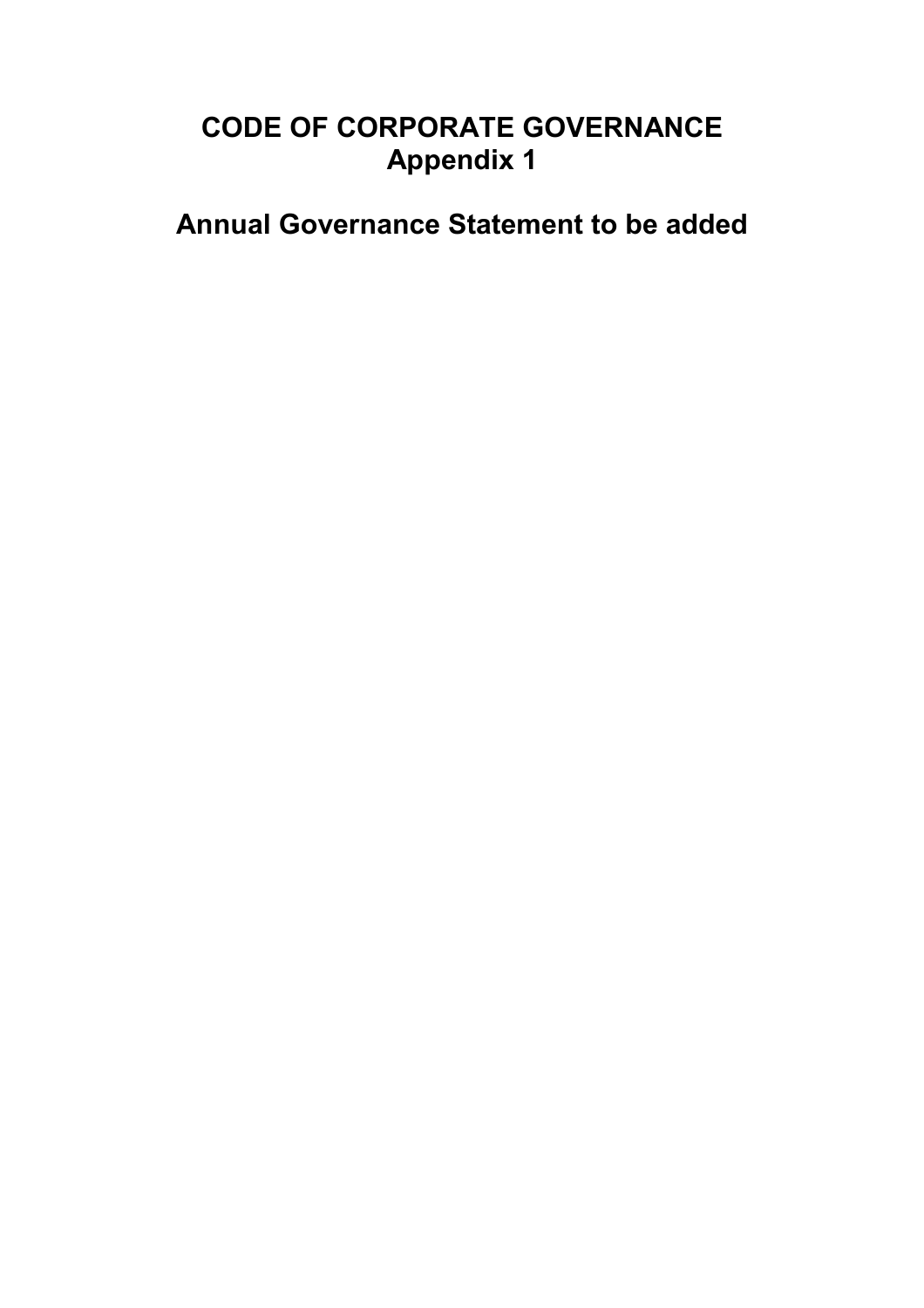# CODE OF CORPORATE GOVERNANCE
## Appendix 1

## Annual Governance Statement to be added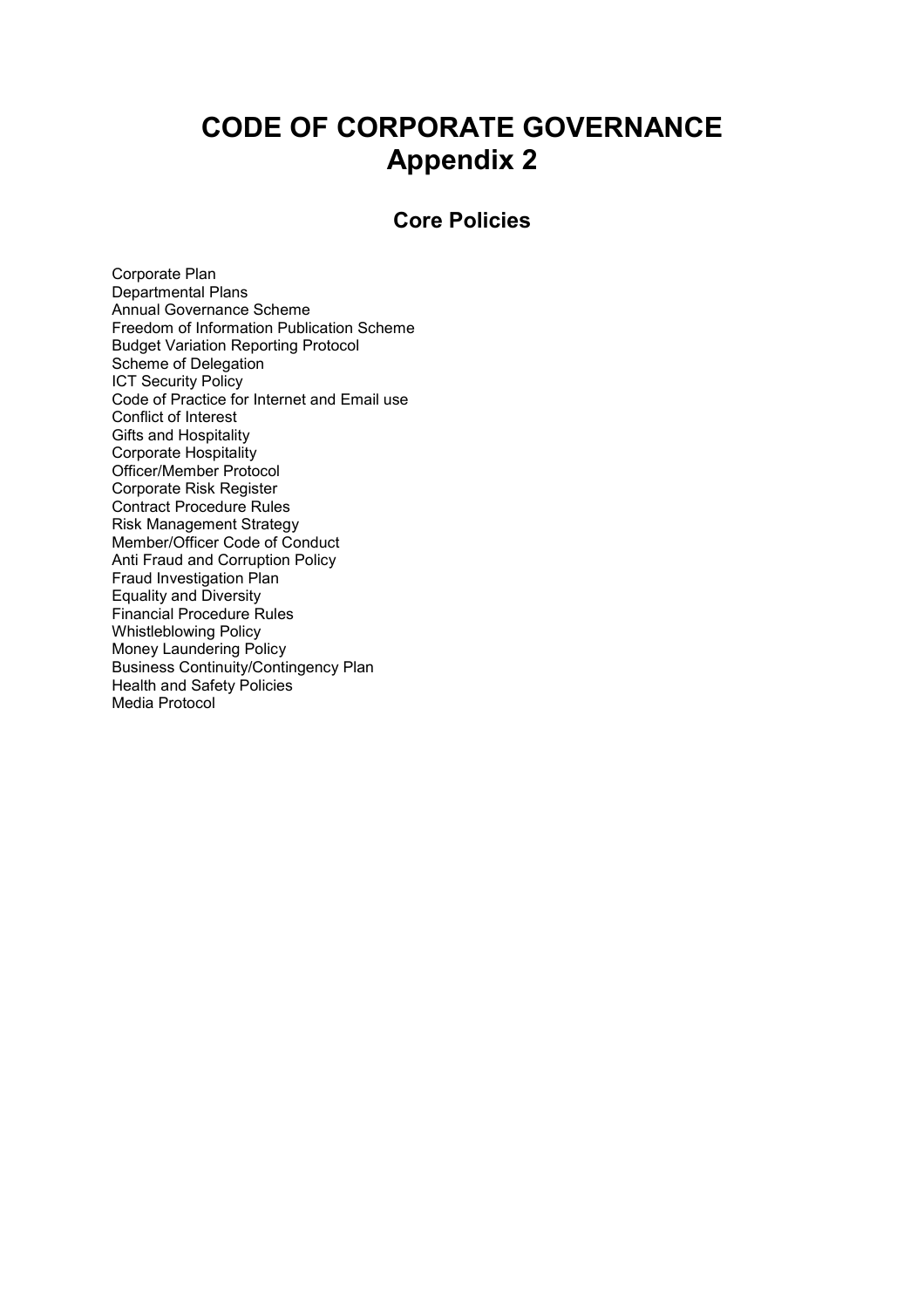# CODE OF CORPORATE GOVERNANCE
# Appendix 2

## Core Policies

Corporate Plan
Departmental Plans
Annual Governance Scheme
Freedom of Information Publication Scheme
Budget Variation Reporting Protocol
Scheme of Delegation
ICT Security Policy
Code of Practice for Internet and Email use
Conflict of Interest
Gifts and Hospitality
Corporate Hospitality
Officer/Member Protocol
Corporate Risk Register
Contract Procedure Rules
Risk Management Strategy
Member/Officer Code of Conduct
Anti Fraud and Corruption Policy
Fraud Investigation Plan
Equality and Diversity
Financial Procedure Rules
Whistleblowing Policy
Money Laundering Policy
Business Continuity/Contingency Plan
Health and Safety Policies
Media Protocol